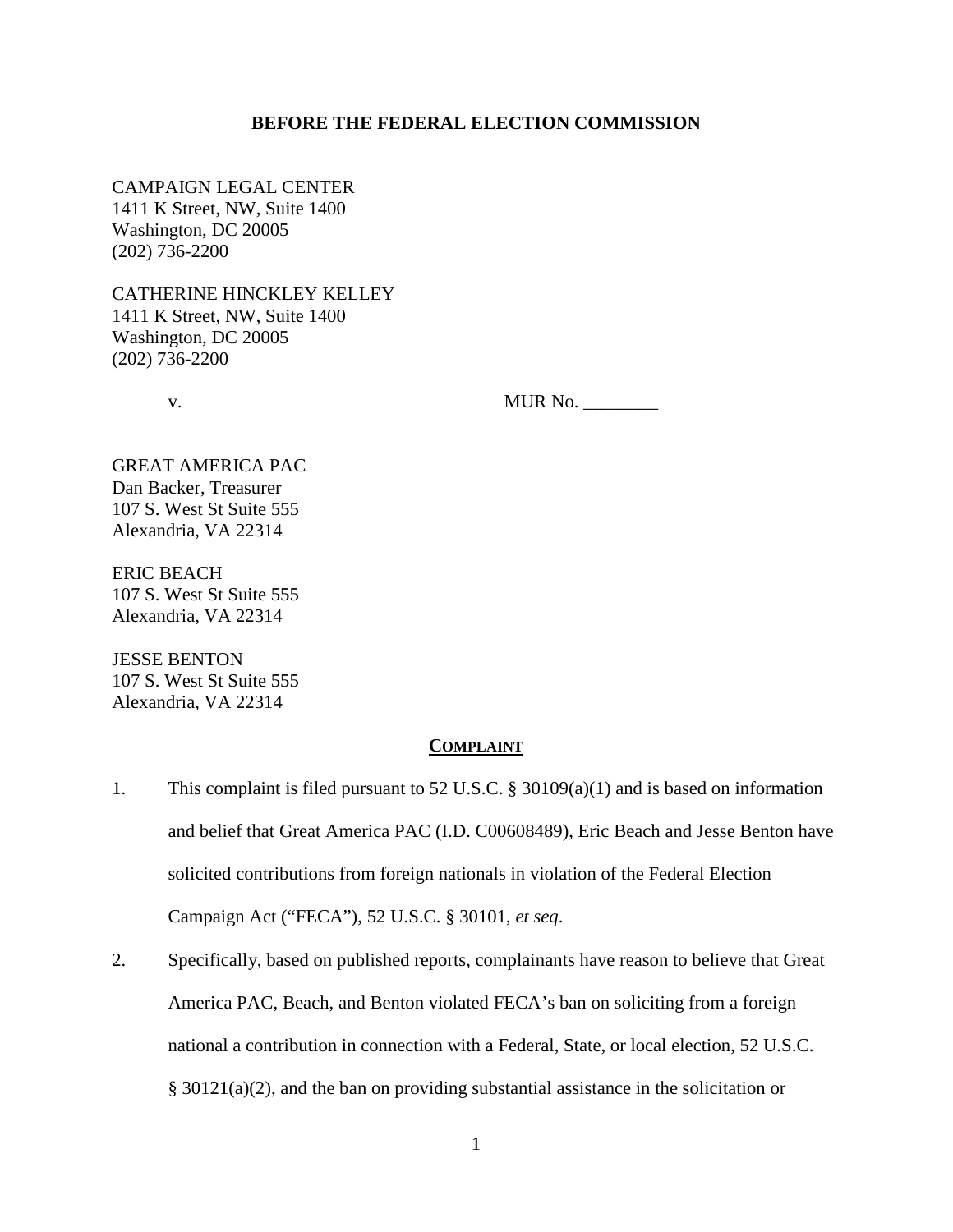**BEFORE THE FEDERAL ELECTION COMMISSION**

CAMPAIGN LEGAL CENTER
1411 K Street, NW, Suite 1400
Washington, DC 20005
(202) 736-2200

CATHERINE HINCKLEY KELLEY
1411 K Street, NW, Suite 1400
Washington, DC 20005
(202) 736-2200

v. MUR No. ________

GREAT AMERICA PAC
Dan Backer, Treasurer
107 S. West St Suite 555
Alexandria, VA 22314

ERIC BEACH
107 S. West St Suite 555
Alexandria, VA 22314

JESSE BENTON
107 S. West St Suite 555
Alexandria, VA 22314

**COMPLAINT**

1. This complaint is filed pursuant to 52 U.S.C. § 30109(a)(1) and is based on information and belief that Great America PAC (I.D. C00608489), Eric Beach and Jesse Benton have solicited contributions from foreign nationals in violation of the Federal Election Campaign Act ("FECA"), 52 U.S.C. § 30101, *et seq*.

2. Specifically, based on published reports, complainants have reason to believe that Great America PAC, Beach, and Benton violated FECA's ban on soliciting from a foreign national a contribution in connection with a Federal, State, or local election, 52 U.S.C. § 30121(a)(2), and the ban on providing substantial assistance in the solicitation or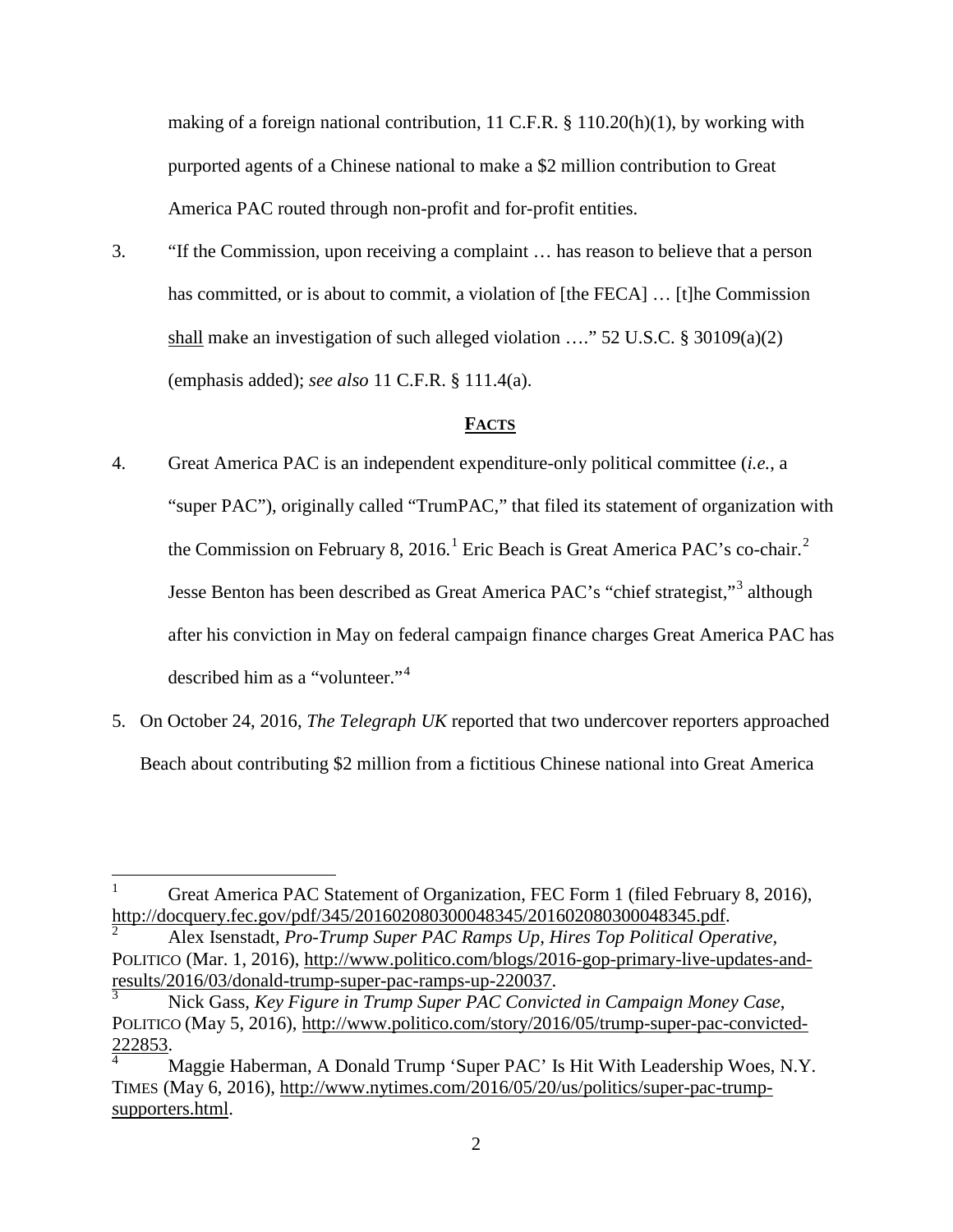making of a foreign national contribution, 11 C.F.R. § 110.20(h)(1), by working with purported agents of a Chinese national to make a $2 million contribution to Great America PAC routed through non-profit and for-profit entities.

3. "If the Commission, upon receiving a complaint … has reason to believe that a person has committed, or is about to commit, a violation of [the FECA] … [t]he Commission shall make an investigation of such alleged violation …." 52 U.S.C. § 30109(a)(2) (emphasis added); *see also* 11 C.F.R. § 111.4(a).

## FACTS

4. Great America PAC is an independent expenditure-only political committee (*i.e.*, a "super PAC"), originally called "TrumPAC," that filed its statement of organization with the Commission on February 8, 2016.[1] Eric Beach is Great America PAC's co-chair.[2] Jesse Benton has been described as Great America PAC's "chief strategist,"[3] although after his conviction in May on federal campaign finance charges Great America PAC has described him as a "volunteer."[4]

5. On October 24, 2016, *The Telegraph UK* reported that two undercover reporters approached Beach about contributing $2 million from a fictitious Chinese national into Great America

---

[1] Great America PAC Statement of Organization, FEC Form 1 (filed February 8, 2016), http://docquery.fec.gov/pdf/345/201602080300048345/201602080300048345.pdf.

[2] Alex Isenstadt, *Pro-Trump Super PAC Ramps Up, Hires Top Political Operative*, POLITICO (Mar. 1, 2016), http://www.politico.com/blogs/2016-gop-primary-live-updates-and-results/2016/03/donald-trump-super-pac-ramps-up-220037.

[3] Nick Gass, *Key Figure in Trump Super PAC Convicted in Campaign Money Case*, POLITICO (May 5, 2016), http://www.politico.com/story/2016/05/trump-super-pac-convicted-222853.

[4] Maggie Haberman, A Donald Trump 'Super PAC' Is Hit With Leadership Woes, N.Y. TIMES (May 6, 2016), http://www.nytimes.com/2016/05/20/us/politics/super-pac-trump-supporters.html.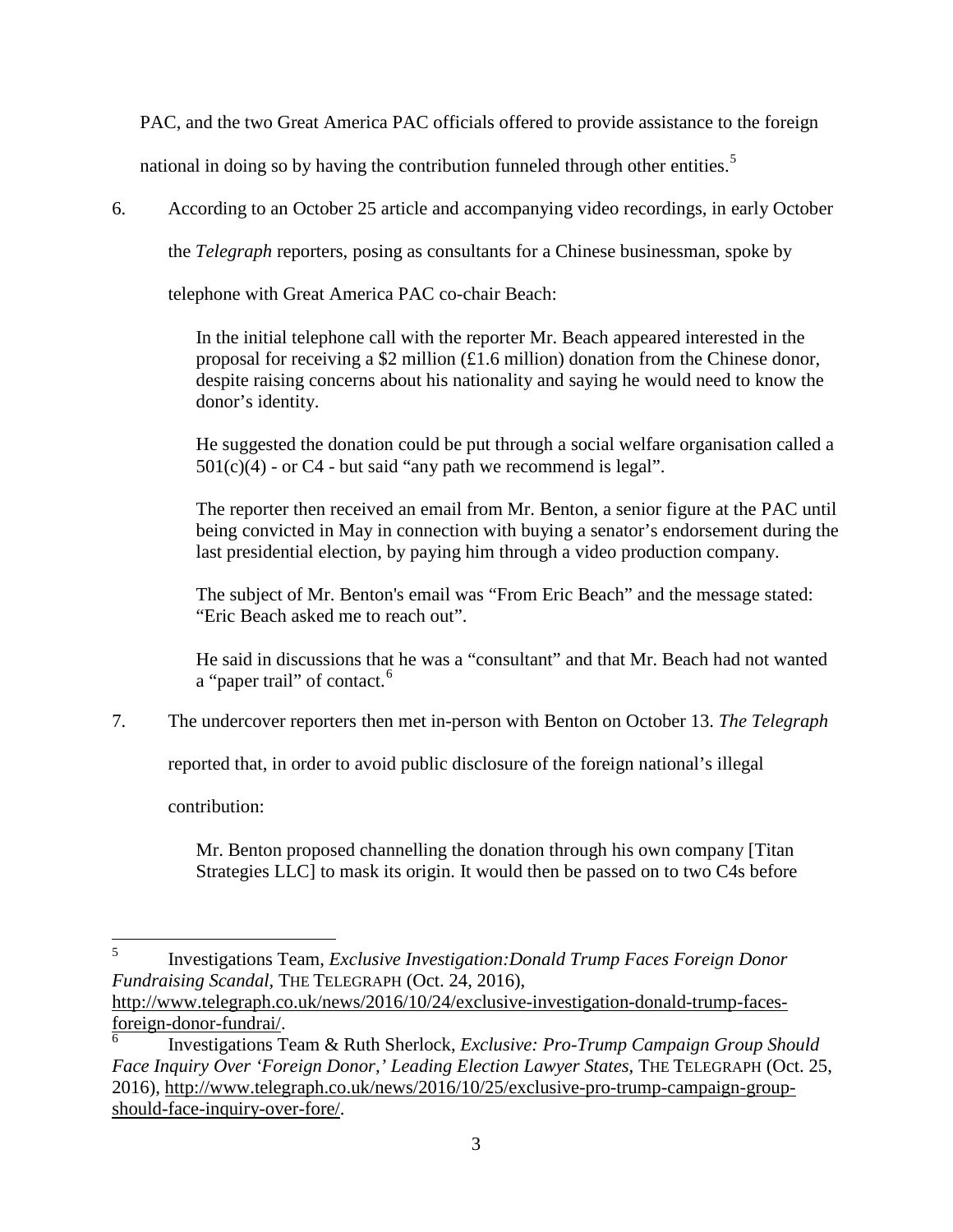PAC, and the two Great America PAC officials offered to provide assistance to the foreign national in doing so by having the contribution funneled through other entities.[5]

6. According to an October 25 article and accompanying video recordings, in early October the *Telegraph* reporters, posing as consultants for a Chinese businessman, spoke by telephone with Great America PAC co-chair Beach:

> In the initial telephone call with the reporter Mr. Beach appeared interested in the proposal for receiving a $2 million (£1.6 million) donation from the Chinese donor, despite raising concerns about his nationality and saying he would need to know the donor's identity.
>
> He suggested the donation could be put through a social welfare organisation called a 501(c)(4) - or C4 - but said "any path we recommend is legal".
>
> The reporter then received an email from Mr. Benton, a senior figure at the PAC until being convicted in May in connection with buying a senator's endorsement during the last presidential election, by paying him through a video production company.
>
> The subject of Mr. Benton's email was "From Eric Beach" and the message stated: "Eric Beach asked me to reach out".
>
> He said in discussions that he was a "consultant" and that Mr. Beach had not wanted a "paper trail" of contact.[6]

7. The undercover reporters then met in-person with Benton on October 13. *The Telegraph* reported that, in order to avoid public disclosure of the foreign national's illegal contribution:

> Mr. Benton proposed channelling the donation through his own company [Titan Strategies LLC] to mask its origin. It would then be passed on to two C4s before

---

[5] Investigations Team, *Exclusive Investigation:Donald Trump Faces Foreign Donor Fundraising Scandal*, THE TELEGRAPH (Oct. 24, 2016), http://www.telegraph.co.uk/news/2016/10/24/exclusive-investigation-donald-trump-faces-foreign-donor-fundrai/.

[6] Investigations Team & Ruth Sherlock, *Exclusive: Pro-Trump Campaign Group Should Face Inquiry Over 'Foreign Donor,' Leading Election Lawyer States*, THE TELEGRAPH (Oct. 25, 2016), http://www.telegraph.co.uk/news/2016/10/25/exclusive-pro-trump-campaign-group-should-face-inquiry-over-fore/.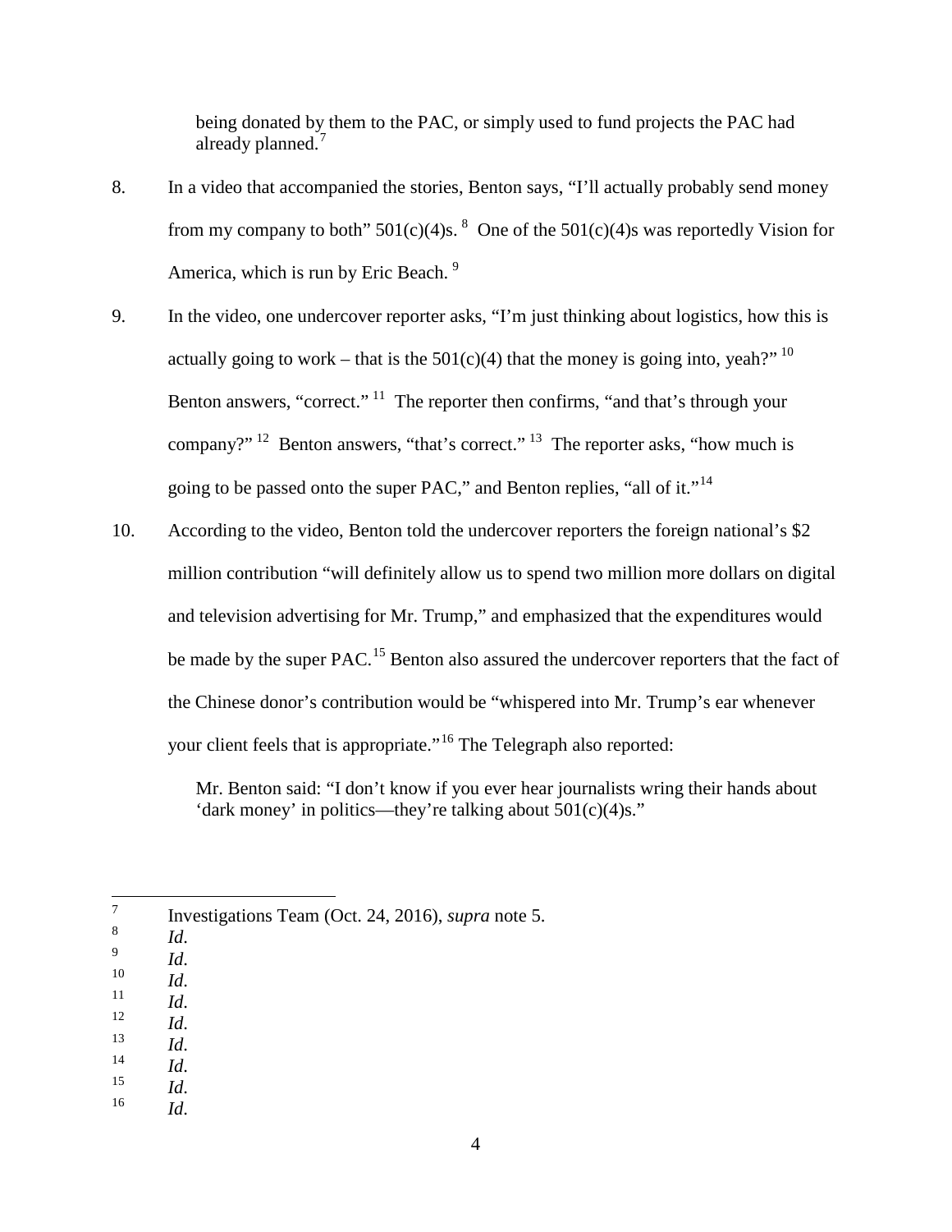being donated by them to the PAC, or simply used to fund projects the PAC had already planned.[7]

8. In a video that accompanied the stories, Benton says, "I'll actually probably send money from my company to both" 501(c)(4)s.[8] One of the 501(c)(4)s was reportedly Vision for America, which is run by Eric Beach.[9]

9. In the video, one undercover reporter asks, "I'm just thinking about logistics, how this is actually going to work – that is the 501(c)(4) that the money is going into, yeah?"[10] Benton answers, "correct."[11] The reporter then confirms, "and that's through your company?"[12] Benton answers, "that's correct."[13] The reporter asks, "how much is going to be passed onto the super PAC," and Benton replies, "all of it."[14]

10. According to the video, Benton told the undercover reporters the foreign national's $2 million contribution "will definitely allow us to spend two million more dollars on digital and television advertising for Mr. Trump," and emphasized that the expenditures would be made by the super PAC.[15] Benton also assured the undercover reporters that the fact of the Chinese donor's contribution would be "whispered into Mr. Trump's ear whenever your client feels that is appropriate."[16] The Telegraph also reported:

> Mr. Benton said: "I don't know if you ever hear journalists wring their hands about 'dark money' in politics—they're talking about 501(c)(4)s."

---

[7] Investigations Team (Oct. 24, 2016), *supra* note 5.
[8] *Id*.
[9] *Id*.
[10] *Id*.
[11] *Id*.
[12] *Id*.
[13] *Id*.
[14] *Id*.
[15] *Id*.
[16] *Id*.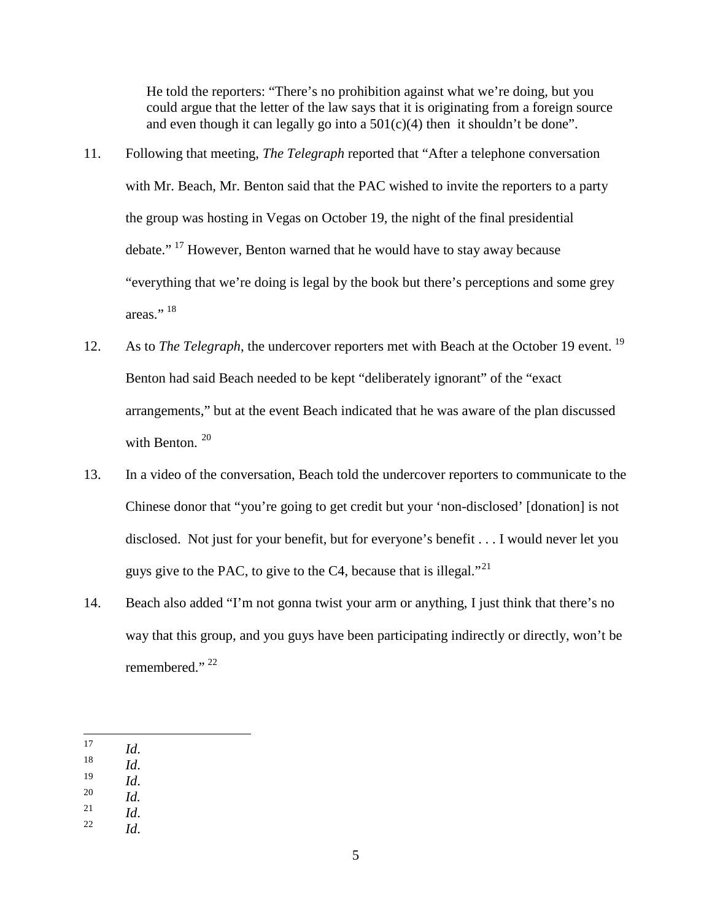> He told the reporters: "There's no prohibition against what we're doing, but you could argue that the letter of the law says that it is originating from a foreign source and even though it can legally go into a 501(c)(4) then it shouldn't be done".

11. Following that meeting, *The Telegraph* reported that "After a telephone conversation with Mr. Beach, Mr. Benton said that the PAC wished to invite the reporters to a party the group was hosting in Vegas on October 19, the night of the final presidential debate."[17] However, Benton warned that he would have to stay away because "everything that we're doing is legal by the book but there's perceptions and some grey areas."[18]

12. As to *The Telegraph*, the undercover reporters met with Beach at the October 19 event.[19] Benton had said Beach needed to be kept "deliberately ignorant" of the "exact arrangements," but at the event Beach indicated that he was aware of the plan discussed with Benton.[20]

13. In a video of the conversation, Beach told the undercover reporters to communicate to the Chinese donor that "you're going to get credit but your 'non-disclosed' [donation] is not disclosed. Not just for your benefit, but for everyone's benefit . . . I would never let you guys give to the PAC, to give to the C4, because that is illegal."[21]

14. Beach also added "I'm not gonna twist your arm or anything, I just think that there's no way that this group, and you guys have been participating indirectly or directly, won't be remembered."[22]

---

[17] *Id*.
[18] *Id*.
[19] *Id*.
[20] *Id.*
[21] *Id*.
[22] *Id*.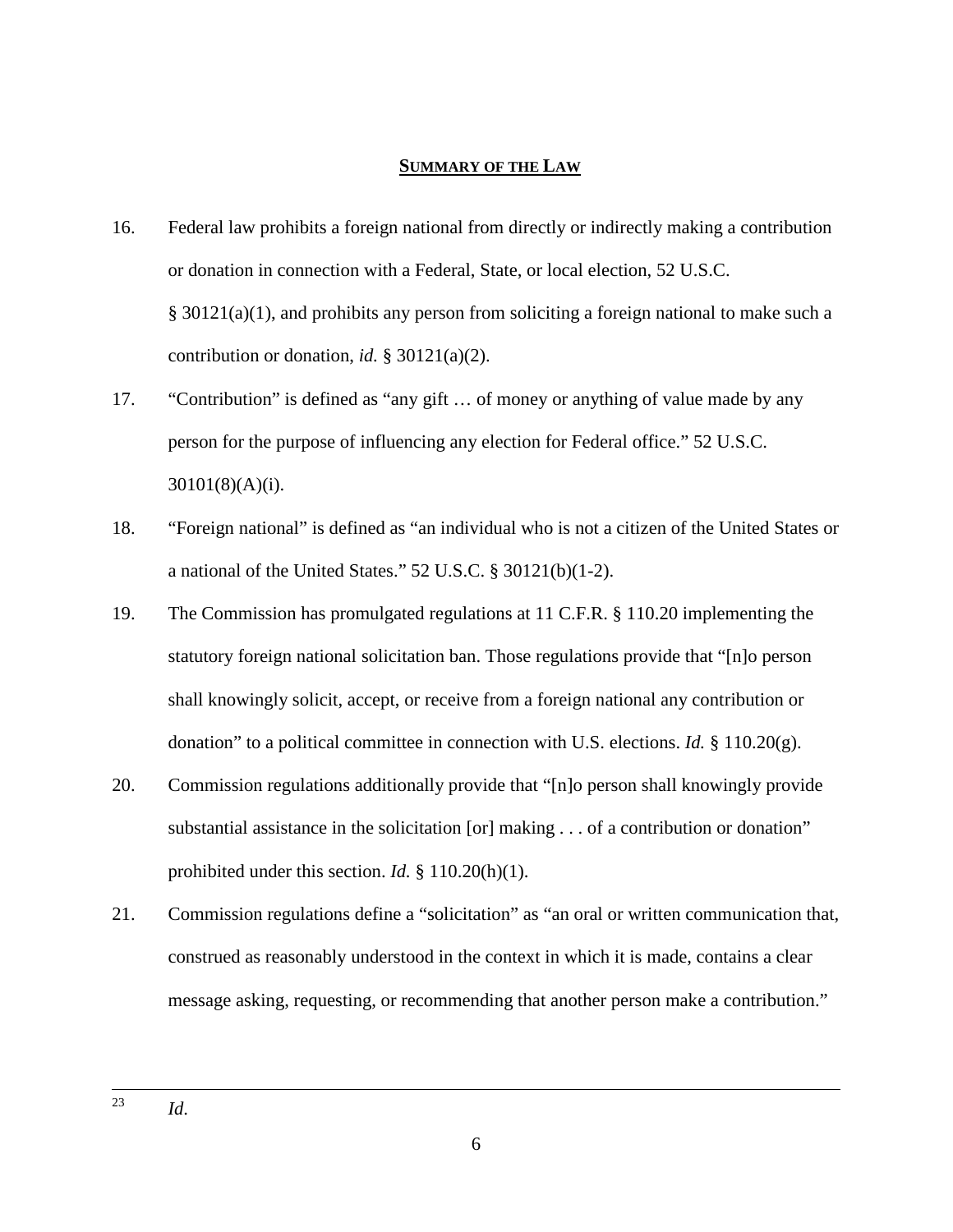## **SUMMARY OF THE LAW**

16. Federal law prohibits a foreign national from directly or indirectly making a contribution or donation in connection with a Federal, State, or local election, 52 U.S.C. § 30121(a)(1), and prohibits any person from soliciting a foreign national to make such a contribution or donation, *id.* § 30121(a)(2).

17. "Contribution" is defined as "any gift … of money or anything of value made by any person for the purpose of influencing any election for Federal office." 52 U.S.C. 30101(8)(A)(i).

18. "Foreign national" is defined as "an individual who is not a citizen of the United States or a national of the United States." 52 U.S.C. § 30121(b)(1-2).

19. The Commission has promulgated regulations at 11 C.F.R. § 110.20 implementing the statutory foreign national solicitation ban. Those regulations provide that "[n]o person shall knowingly solicit, accept, or receive from a foreign national any contribution or donation" to a political committee in connection with U.S. elections. *Id.* § 110.20(g).

20. Commission regulations additionally provide that "[n]o person shall knowingly provide substantial assistance in the solicitation [or] making . . . of a contribution or donation" prohibited under this section. *Id.* § 110.20(h)(1).

21. Commission regulations define a "solicitation" as "an oral or written communication that, construed as reasonably understood in the context in which it is made, contains a clear message asking, requesting, or recommending that another person make a contribution."

---

[23] *Id*.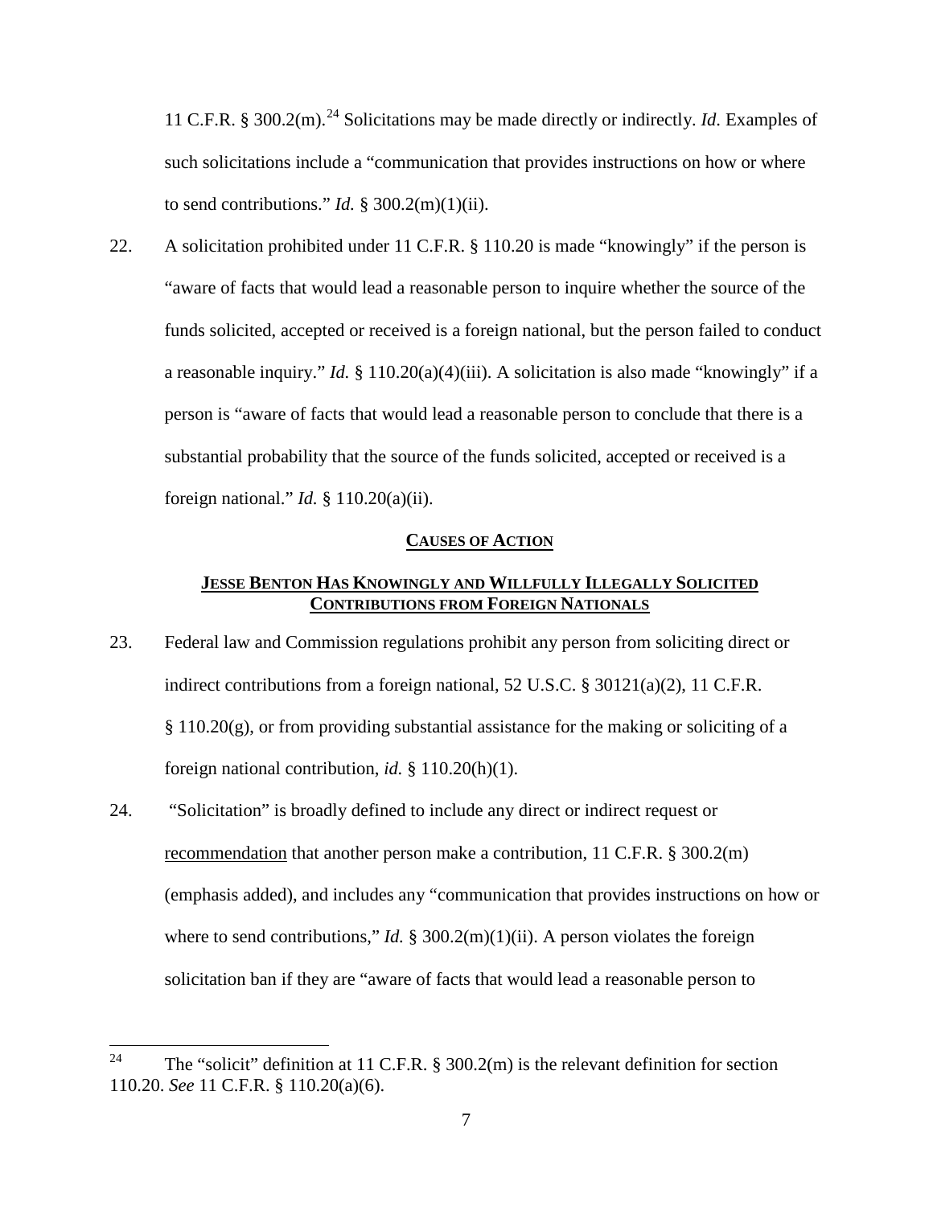11 C.F.R. § 300.2(m).[24] Solicitations may be made directly or indirectly. *Id*. Examples of such solicitations include a "communication that provides instructions on how or where to send contributions." *Id.* § 300.2(m)(1)(ii).

22. A solicitation prohibited under 11 C.F.R. § 110.20 is made "knowingly" if the person is "aware of facts that would lead a reasonable person to inquire whether the source of the funds solicited, accepted or received is a foreign national, but the person failed to conduct a reasonable inquiry." *Id.* § 110.20(a)(4)(iii). A solicitation is also made "knowingly" if a person is "aware of facts that would lead a reasonable person to conclude that there is a substantial probability that the source of the funds solicited, accepted or received is a foreign national." *Id.* § 110.20(a)(ii).

## <u>CAUSES OF ACTION</u>

### <u>JESSE BENTON HAS KNOWINGLY AND WILLFULLY ILLEGALLY SOLICITED CONTRIBUTIONS FROM FOREIGN NATIONALS</u>

23. Federal law and Commission regulations prohibit any person from soliciting direct or indirect contributions from a foreign national, 52 U.S.C. § 30121(a)(2), 11 C.F.R. § 110.20(g), or from providing substantial assistance for the making or soliciting of a foreign national contribution, *id.* § 110.20(h)(1).

24. "Solicitation" is broadly defined to include any direct or indirect request or <u>recommendation</u> that another person make a contribution, 11 C.F.R. § 300.2(m) (emphasis added), and includes any "communication that provides instructions on how or where to send contributions," *Id.* § 300.2(m)(1)(ii). A person violates the foreign solicitation ban if they are "aware of facts that would lead a reasonable person to

---

[24] The "solicit" definition at 11 C.F.R. § 300.2(m) is the relevant definition for section 110.20. *See* 11 C.F.R. § 110.20(a)(6).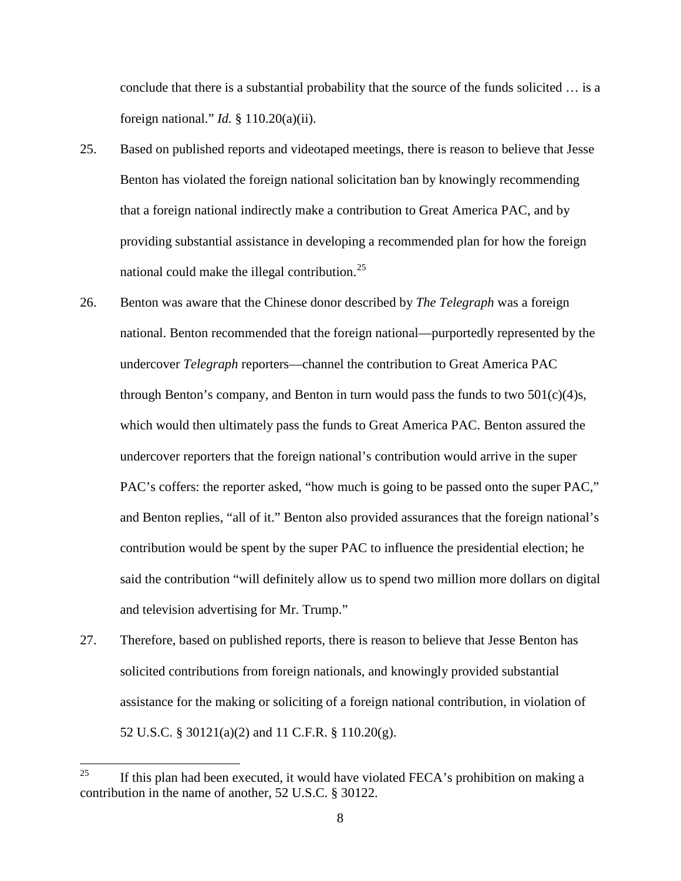conclude that there is a substantial probability that the source of the funds solicited … is a foreign national." *Id.* § 110.20(a)(ii).

25. Based on published reports and videotaped meetings, there is reason to believe that Jesse Benton has violated the foreign national solicitation ban by knowingly recommending that a foreign national indirectly make a contribution to Great America PAC, and by providing substantial assistance in developing a recommended plan for how the foreign national could make the illegal contribution.[25]

26. Benton was aware that the Chinese donor described by *The Telegraph* was a foreign national. Benton recommended that the foreign national—purportedly represented by the undercover *Telegraph* reporters—channel the contribution to Great America PAC through Benton's company, and Benton in turn would pass the funds to two 501(c)(4)s, which would then ultimately pass the funds to Great America PAC. Benton assured the undercover reporters that the foreign national's contribution would arrive in the super PAC's coffers: the reporter asked, "how much is going to be passed onto the super PAC," and Benton replies, "all of it." Benton also provided assurances that the foreign national's contribution would be spent by the super PAC to influence the presidential election; he said the contribution "will definitely allow us to spend two million more dollars on digital and television advertising for Mr. Trump."

27. Therefore, based on published reports, there is reason to believe that Jesse Benton has solicited contributions from foreign nationals, and knowingly provided substantial assistance for the making or soliciting of a foreign national contribution, in violation of 52 U.S.C. § 30121(a)(2) and 11 C.F.R. § 110.20(g).

---

[25] If this plan had been executed, it would have violated FECA's prohibition on making a contribution in the name of another, 52 U.S.C. § 30122.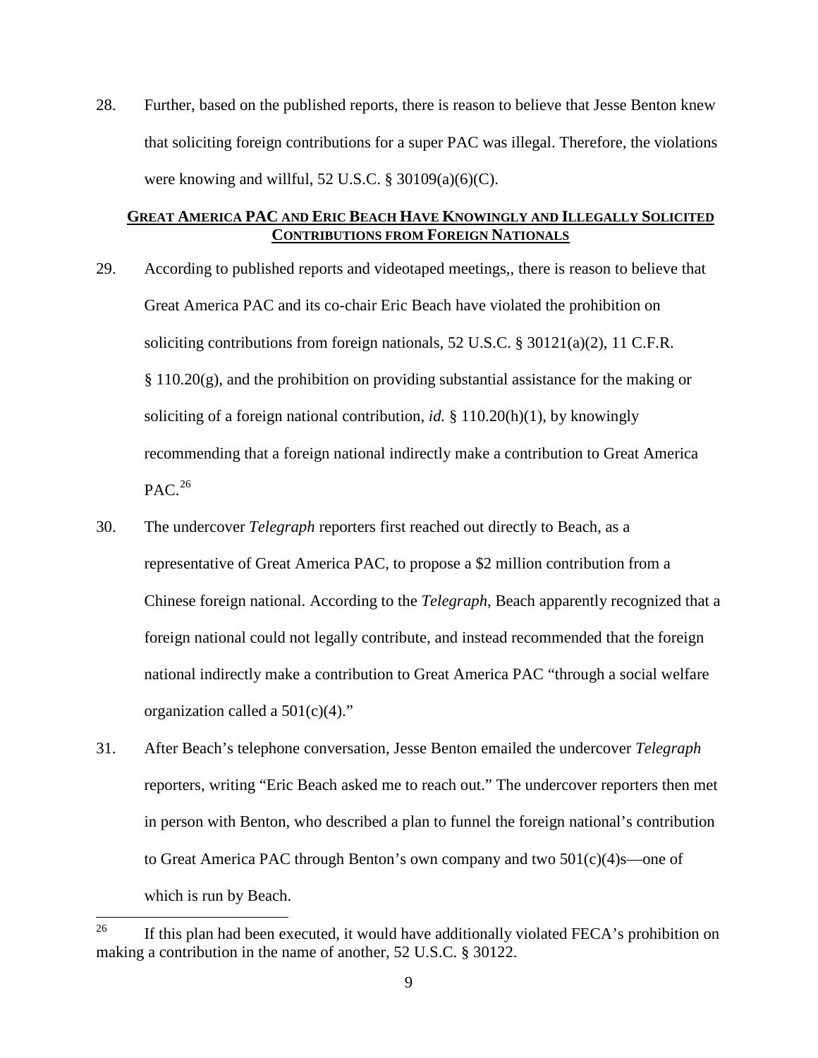28. Further, based on the published reports, there is reason to believe that Jesse Benton knew that soliciting foreign contributions for a super PAC was illegal. Therefore, the violations were knowing and willful, 52 U.S.C. § 30109(a)(6)(C).

## GREAT AMERICA PAC AND ERIC BEACH HAVE KNOWINGLY AND ILLEGALLY SOLICITED CONTRIBUTIONS FROM FOREIGN NATIONALS

29. According to published reports and videotaped meetings,, there is reason to believe that Great America PAC and its co-chair Eric Beach have violated the prohibition on soliciting contributions from foreign nationals, 52 U.S.C. § 30121(a)(2), 11 C.F.R. § 110.20(g), and the prohibition on providing substantial assistance for the making or soliciting of a foreign national contribution, *id.* § 110.20(h)(1), by knowingly recommending that a foreign national indirectly make a contribution to Great America PAC.[26]

30. The undercover *Telegraph* reporters first reached out directly to Beach, as a representative of Great America PAC, to propose a $2 million contribution from a Chinese foreign national. According to the *Telegraph*, Beach apparently recognized that a foreign national could not legally contribute, and instead recommended that the foreign national indirectly make a contribution to Great America PAC "through a social welfare organization called a 501(c)(4)."

31. After Beach's telephone conversation, Jesse Benton emailed the undercover *Telegraph* reporters, writing "Eric Beach asked me to reach out." The undercover reporters then met in person with Benton, who described a plan to funnel the foreign national's contribution to Great America PAC through Benton's own company and two 501(c)(4)s—one of which is run by Beach.

---

[26] If this plan had been executed, it would have additionally violated FECA's prohibition on making a contribution in the name of another, 52 U.S.C. § 30122.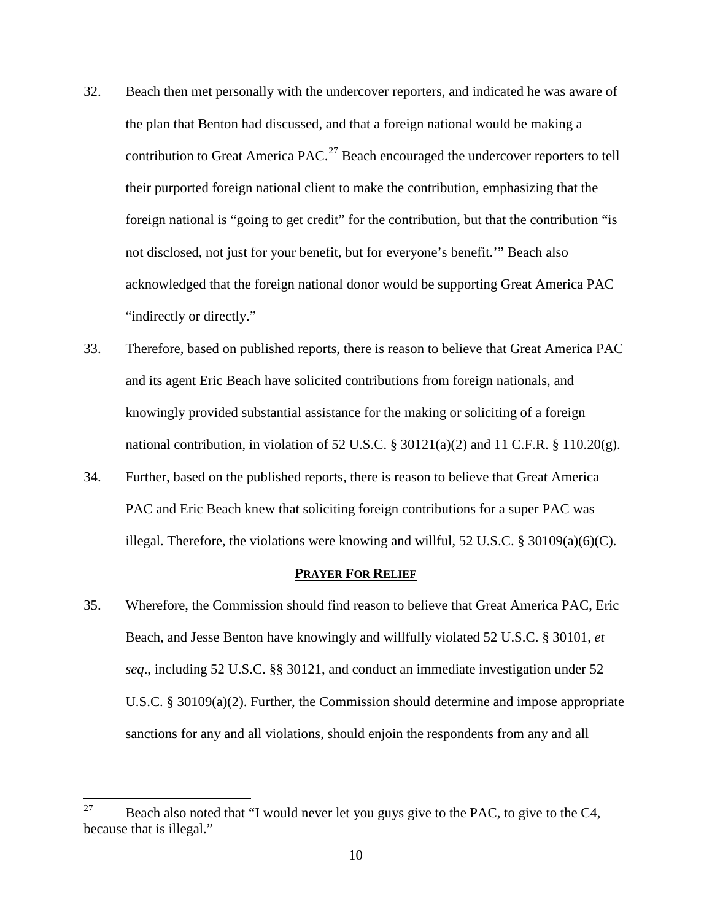32. Beach then met personally with the undercover reporters, and indicated he was aware of the plan that Benton had discussed, and that a foreign national would be making a contribution to Great America PAC.[27] Beach encouraged the undercover reporters to tell their purported foreign national client to make the contribution, emphasizing that the foreign national is "going to get credit" for the contribution, but that the contribution "is not disclosed, not just for your benefit, but for everyone's benefit.'" Beach also acknowledged that the foreign national donor would be supporting Great America PAC "indirectly or directly."

33. Therefore, based on published reports, there is reason to believe that Great America PAC and its agent Eric Beach have solicited contributions from foreign nationals, and knowingly provided substantial assistance for the making or soliciting of a foreign national contribution, in violation of 52 U.S.C. § 30121(a)(2) and 11 C.F.R. § 110.20(g).

34. Further, based on the published reports, there is reason to believe that Great America PAC and Eric Beach knew that soliciting foreign contributions for a super PAC was illegal. Therefore, the violations were knowing and willful, 52 U.S.C. § 30109(a)(6)(C).

## **PRAYER FOR RELIEF**

35. Wherefore, the Commission should find reason to believe that Great America PAC, Eric Beach, and Jesse Benton have knowingly and willfully violated 52 U.S.C. § 30101, *et seq*., including 52 U.S.C. §§ 30121, and conduct an immediate investigation under 52 U.S.C. § 30109(a)(2). Further, the Commission should determine and impose appropriate sanctions for any and all violations, should enjoin the respondents from any and all

---

[27] Beach also noted that "I would never let you guys give to the PAC, to give to the C4, because that is illegal."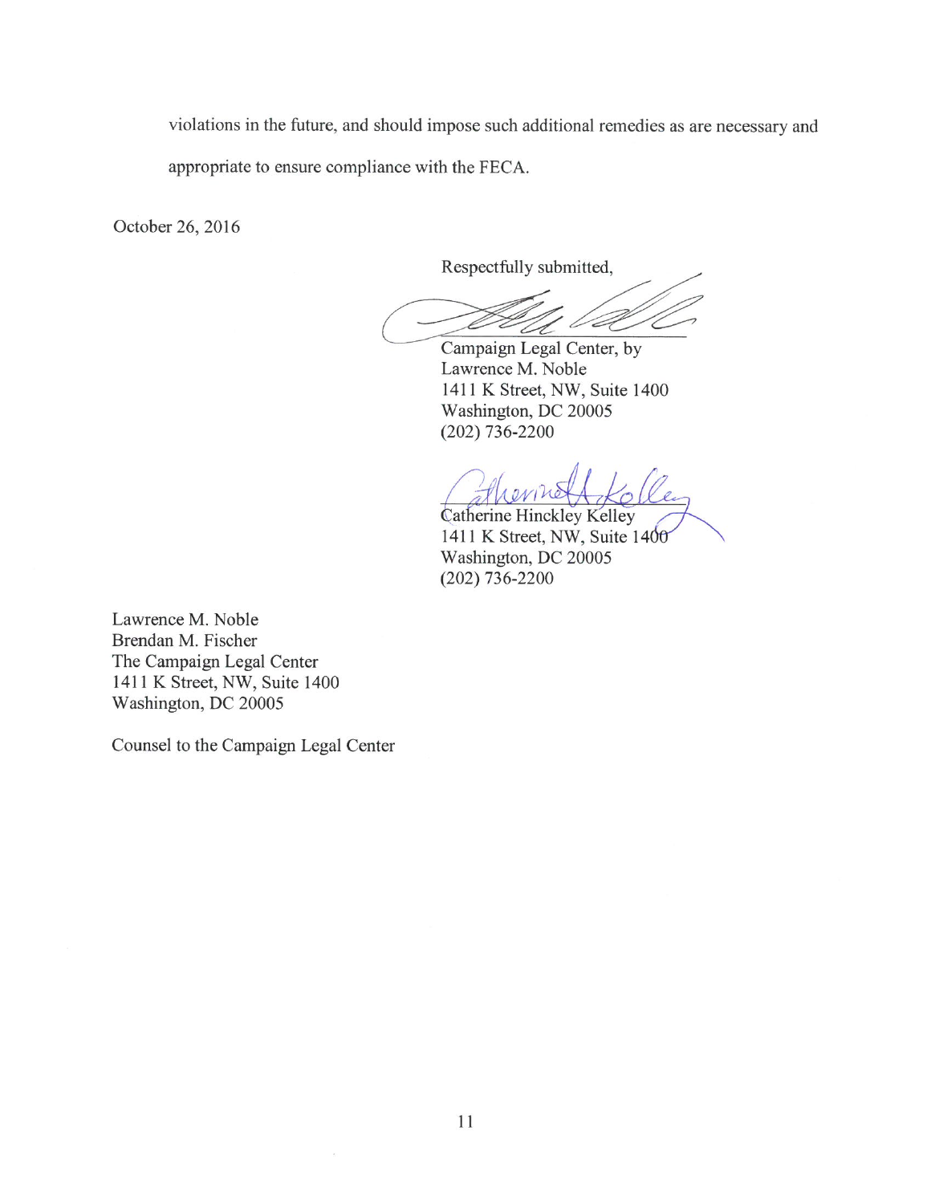violations in the future, and should impose such additional remedies as are necessary and appropriate to ensure compliance with the FECA.

October 26, 2016

Respectfully submitted,

Campaign Legal Center, by
Lawrence M. Noble
1411 K Street, NW, Suite 1400
Washington, DC 20005
(202) 736-2200

Catherine Hinckley Kelley
1411 K Street, NW, Suite 1400
Washington, DC 20005
(202) 736-2200

Lawrence M. Noble
Brendan M. Fischer
The Campaign Legal Center
1411 K Street, NW, Suite 1400
Washington, DC 20005

Counsel to the Campaign Legal Center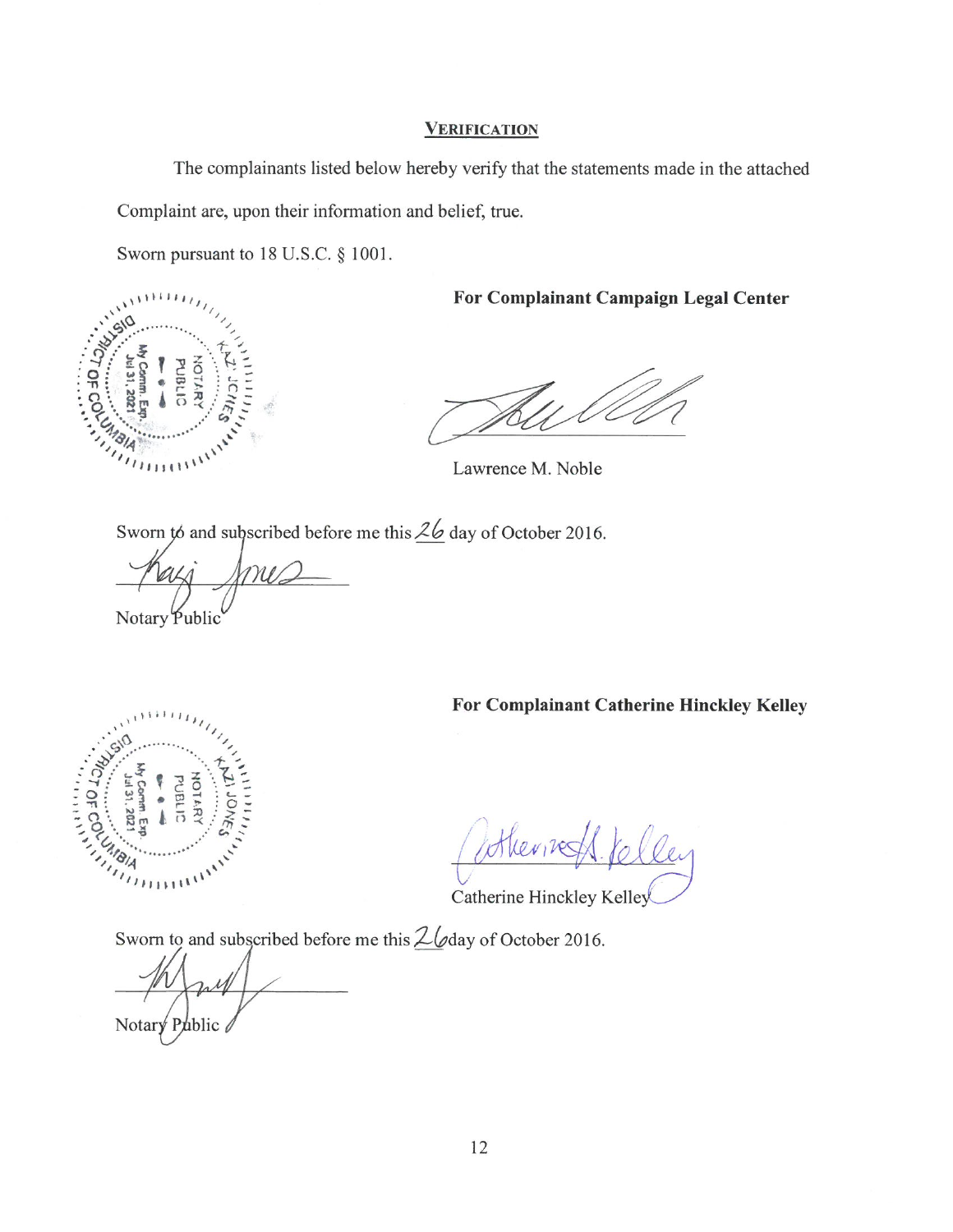**VERIFICATION**

The complainants listed below hereby verify that the statements made in the attached Complaint are, upon their information and belief, true.

Sworn pursuant to 18 U.S.C. § 1001.

**For Complainant Campaign Legal Center**

Lawrence M. Noble

Sworn to and subscribed before me this 26 day of October 2016.

Notary Public

**For Complainant Catherine Hinckley Kelley**

Catherine Hinckley Kelley

Sworn to and subscribed before me this 26 day of October 2016.

Notary Public